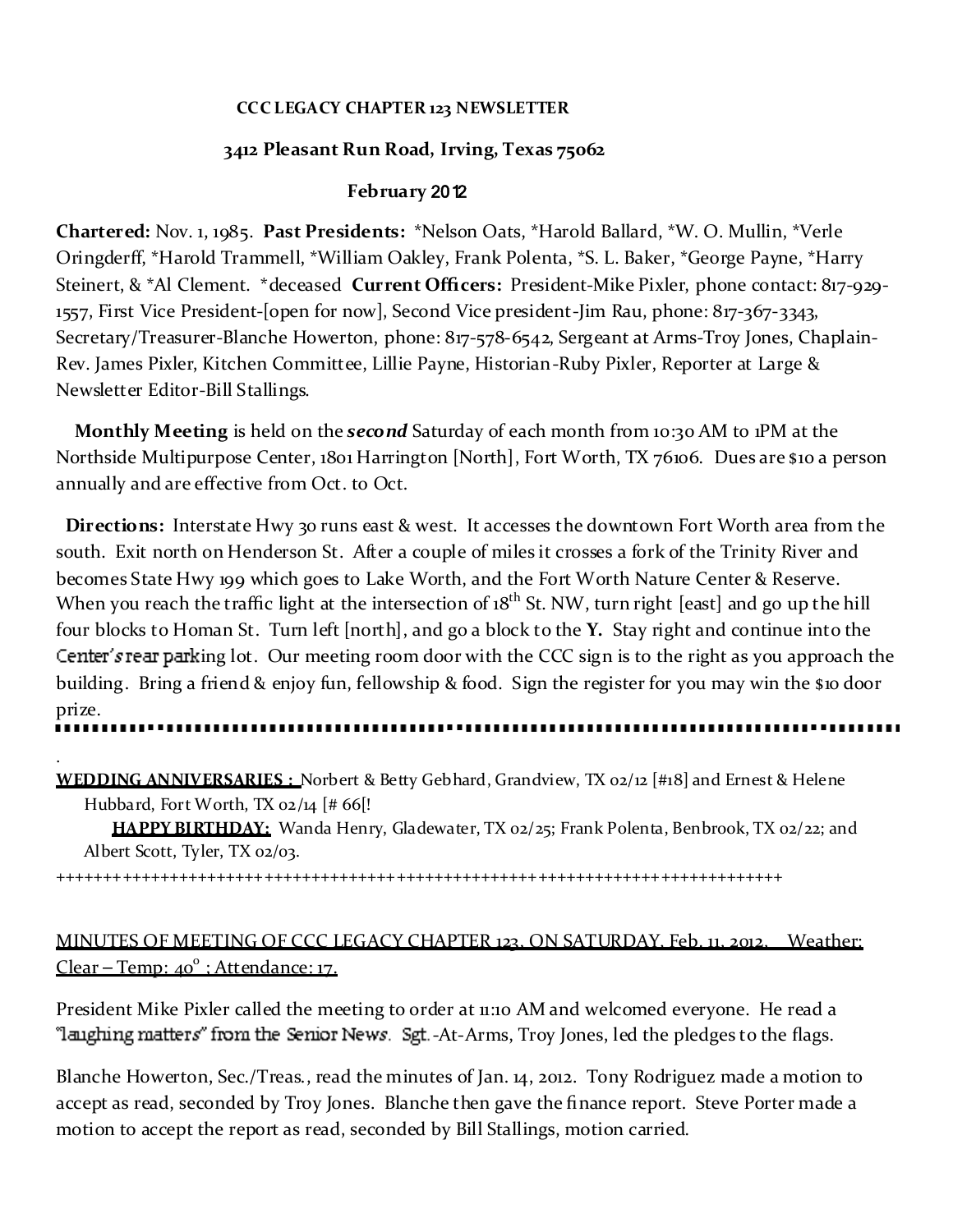**CCC LEGACY CHAPTER 123 NEWSLETTER**

**3412 Pleasant Run Road, Irving, Texas 75062**

**February 2012**

**Chartered:** Nov. 1, 1985. **Past Presidents:** *Nelson Oats, *Harold Ballard, *W. O. Mullin, *Verle Oringderff, *Harold Trammell, *William Oakley, Frank Polenta, *S. L. Baker, *George Payne, *Harry Steinert, & *Al Clement. *deceased **Current Officers:** President-Mike Pixler, phone contact: 817-929-1557, First Vice President-[open for now], Second Vice president-Jim Rau, phone: 817-367-3343, Secretary/Treasurer-Blanche Howerton, phone: 817-578-6542, Sergeant at Arms-Troy Jones, Chaplain-Rev. James Pixler, Kitchen Committee, Lillie Payne, Historian-Ruby Pixler, Reporter at Large & Newsletter Editor-Bill Stallings.

**Monthly Meeting** is held on the ***second*** Saturday of each month from 10:30 AM to 1PM at the Northside Multipurpose Center, 1801 Harrington [North], Fort Worth, TX 76106. Dues are $10 a person annually and are effective from Oct. to Oct.

**Directions:** Interstate Hwy 30 runs east & west. It accesses the downtown Fort Worth area from the south. Exit north on Henderson St. After a couple of miles it crosses a fork of the Trinity River and becomes State Hwy 199 which goes to Lake Worth, and the Fort Worth Nature Center & Reserve. When you reach the traffic light at the intersection of 18th St. NW, turn right [east] and go up the hill four blocks to Homan St. Turn left [north], and go a block to the **Y.** Stay right and continue into the Center's rear parking lot. Our meeting room door with the CCC sign is to the right as you approach the building. Bring a friend & enjoy fun, fellowship & food. Sign the register for you may win the $10 door prize.

---

**WEDDING ANNIVERSARIES :** Norbert & Betty Gebhard, Grandview, TX 02/12 [#18] and Ernest & Helene Hubbard, Fort Worth, TX 02/14 [# 66[!

**HAPPY BIRTHDAY:** Wanda Henry, Gladewater, TX 02/25; Frank Polenta, Benbrook, TX 02/22; and Albert Scott, Tyler, TX 02/03.

++++++++++++++++++++++++++++++++++++++++++++++++++++++++++++++++++++++++++++++

MINUTES OF MEETING OF CCC LEGACY CHAPTER 123, ON SATURDAY, Feb. 11, 2012. Weather: Clear – Temp: 40° ; Attendance: 17.

President Mike Pixler called the meeting to order at 11:10 AM and welcomed everyone. He read a "laughing matters" from the Senior News. Sgt.-At-Arms, Troy Jones, led the pledges to the flags.

Blanche Howerton, Sec./Treas., read the minutes of Jan. 14, 2012. Tony Rodriguez made a motion to accept as read, seconded by Troy Jones. Blanche then gave the finance report. Steve Porter made a motion to accept the report as read, seconded by Bill Stallings, motion carried.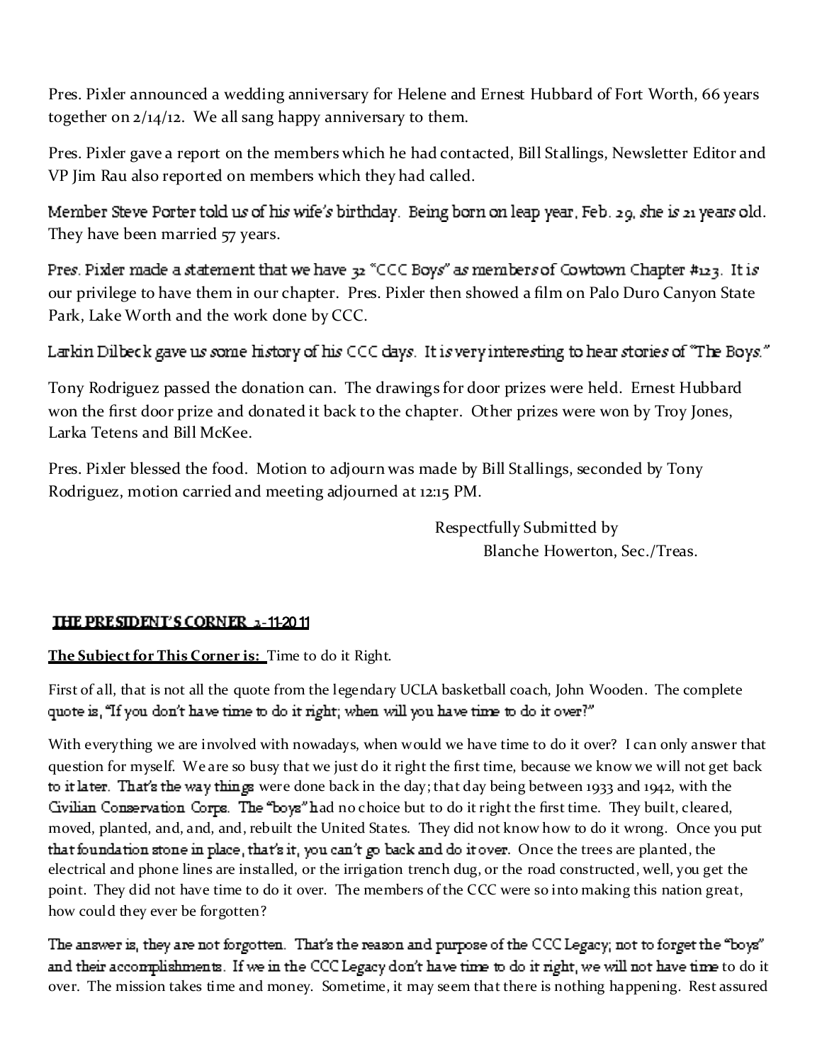Pres. Pixler announced a wedding anniversary for Helene and Ernest Hubbard of Fort Worth, 66 years together on 2/14/12. We all sang happy anniversary to them.

Pres. Pixler gave a report on the members which he had contacted, Bill Stallings, Newsletter Editor and VP Jim Rau also reported on members which they had called.

Member Steve Porter told us of his wife's birthday. Being born on leap year, Feb. 29, she is 21 years old. They have been married 57 years.

Pres. Pixler made a statement that we have 32 "CCC Boys" as members of Cowtown Chapter #123. It is our privilege to have them in our chapter. Pres. Pixler then showed a film on Palo Duro Canyon State Park, Lake Worth and the work done by CCC.

Larkin Dilbeck gave us some history of his CCC days. It is very interesting to hear stories of "The Boys."

Tony Rodriguez passed the donation can. The drawings for door prizes were held. Ernest Hubbard won the first door prize and donated it back to the chapter. Other prizes were won by Troy Jones, Larka Tetens and Bill McKee.

Pres. Pixler blessed the food. Motion to adjourn was made by Bill Stallings, seconded by Tony Rodriguez, motion carried and meeting adjourned at 12:15 PM.

Respectfully Submitted by
Blanche Howerton, Sec./Treas.

## THE PRESIDENT'S CORNER 2-11-2011

**The Subject for This Corner is:** Time to do it Right.

First of all, that is not all the quote from the legendary UCLA basketball coach, John Wooden. The complete quote is, "If you don't have time to do it right; when will you have time to do it over?"

With everything we are involved with nowadays, when would we have time to do it over? I can only answer that question for myself. We are so busy that we just do it right the first time, because we know we will not get back to it later. That's the way things were done back in the day; that day being between 1933 and 1942, with the Civilian Conservation Corps. The "boys" had no choice but to do it right the first time. They built, cleared, moved, planted, and, and, and, rebuilt the United States. They did not know how to do it wrong. Once you put that foundation stone in place, that's it, you can't go back and do it over. Once the trees are planted, the electrical and phone lines are installed, or the irrigation trench dug, or the road constructed, well, you get the point. They did not have time to do it over. The members of the CCC were so into making this nation great, how could they ever be forgotten?

The answer is, they are not forgotten. That's the reason and purpose of the CCC Legacy; not to forget the "boys" and their accomplishments. If we in the CCC Legacy don't have time to do it right, we will not have time to do it over. The mission takes time and money. Sometime, it may seem that there is nothing happening. Rest assured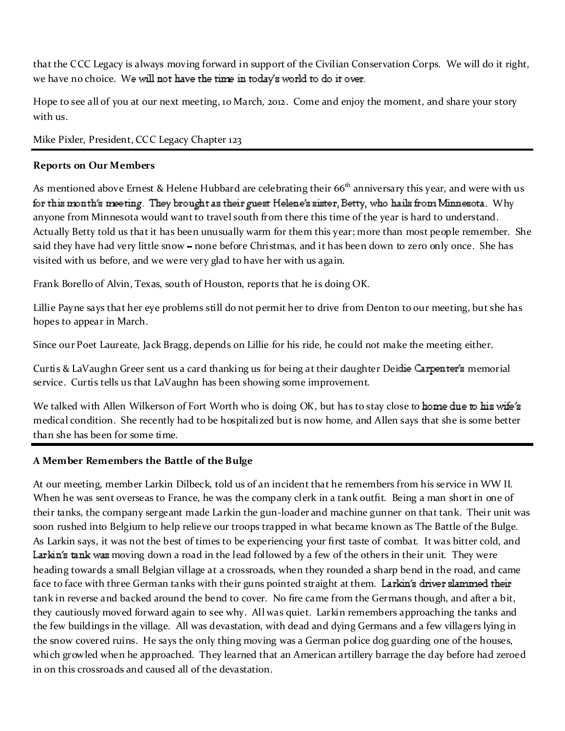that the CCC Legacy is always moving forward in support of the Civilian Conservation Corps. We will do it right, we have no choice. We will not have the time in today's world to do it over.

Hope to see all of you at our next meeting, 10 March, 2012. Come and enjoy the moment, and share your story with us.

Mike Pixler, President, CCC Legacy Chapter 123

---

**Reports on Our Members**

As mentioned above Ernest & Helene Hubbard are celebrating their 66th anniversary this year, and were with us for this month's meeting. They brought as their guest Helene's sister, Betty, who hails from Minnesota. Why anyone from Minnesota would want to travel south from there this time of the year is hard to understand. Actually Betty told us that it has been unusually warm for them this year; more than most people remember. She said they have had very little snow – none before Christmas, and it has been down to zero only once. She has visited with us before, and we were very glad to have her with us again.

Frank Borello of Alvin, Texas, south of Houston, reports that he is doing OK.

Lillie Payne says that her eye problems still do not permit her to drive from Denton to our meeting, but she has hopes to appear in March.

Since our Poet Laureate, Jack Bragg, depends on Lillie for his ride, he could not make the meeting either.

Curtis & LaVaughn Greer sent us a card thanking us for being at their daughter Deidie Carpenter's memorial service. Curtis tells us that LaVaughn has been showing some improvement.

We talked with Allen Wilkerson of Fort Worth who is doing OK, but has to stay close to home due to his wife's medical condition. She recently had to be hospitalized but is now home, and Allen says that she is some better than she has been for some time.

---

**A Member Remembers the Battle of the Bulge**

At our meeting, member Larkin Dilbeck, told us of an incident that he remembers from his service in WW II. When he was sent overseas to France, he was the company clerk in a tank outfit. Being a man short in one of their tanks, the company sergeant made Larkin the gun-loader and machine gunner on that tank. Their unit was soon rushed into Belgium to help relieve our troops trapped in what became known as The Battle of the Bulge. As Larkin says, it was not the best of times to be experiencing your first taste of combat. It was bitter cold, and Larkin's tank was moving down a road in the lead followed by a few of the others in their unit. They were heading towards a small Belgian village at a crossroads, when they rounded a sharp bend in the road, and came face to face with three German tanks with their guns pointed straight at them. Larkin's driver slammed their tank in reverse and backed around the bend to cover. No fire came from the Germans though, and after a bit, they cautiously moved forward again to see why. All was quiet. Larkin remembers approaching the tanks and the few buildings in the village. All was devastation, with dead and dying Germans and a few villagers lying in the snow covered ruins. He says the only thing moving was a German police dog guarding one of the houses, which growled when he approached. They learned that an American artillery barrage the day before had zeroed in on this crossroads and caused all of the devastation.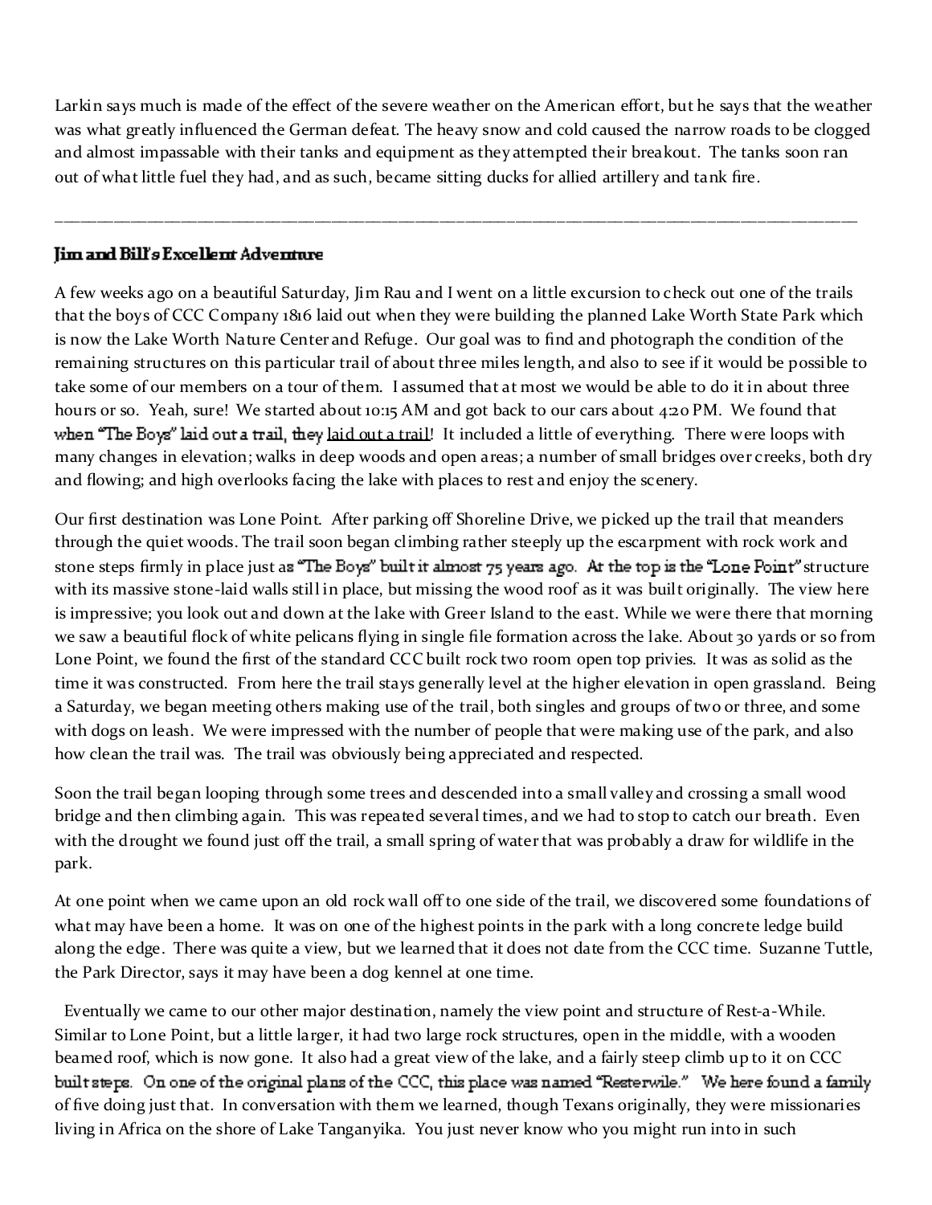Larkin says much is made of the effect of the severe weather on the American effort, but he says that the weather was what greatly influenced the German defeat. The heavy snow and cold caused the narrow roads to be clogged and almost impassable with their tanks and equipment as they attempted their breakout. The tanks soon ran out of what little fuel they had, and as such, became sitting ducks for allied artillery and tank fire.

---

**Jim and Bill's Excellent Adventure**

A few weeks ago on a beautiful Saturday, Jim Rau and I went on a little excursion to check out one of the trails that the boys of CCC Company 1816 laid out when they were building the planned Lake Worth State Park which is now the Lake Worth Nature Center and Refuge. Our goal was to find and photograph the condition of the remaining structures on this particular trail of about three miles length, and also to see if it would be possible to take some of our members on a tour of them. I assumed that at most we would be able to do it in about three hours or so. Yeah, sure! We started about 10:15 AM and got back to our cars about 4:20 PM. We found that when "The Boys" laid out a trail, they <u>laid out a trail</u>! It included a little of everything. There were loops with many changes in elevation; walks in deep woods and open areas; a number of small bridges over creeks, both dry and flowing; and high overlooks facing the lake with places to rest and enjoy the scenery.

Our first destination was Lone Point. After parking off Shoreline Drive, we picked up the trail that meanders through the quiet woods. The trail soon began climbing rather steeply up the escarpment with rock work and stone steps firmly in place just as "The Boys" built it almost 75 years ago. At the top is the "Lone Point" structure with its massive stone-laid walls still in place, but missing the wood roof as it was built originally. The view here is impressive; you look out and down at the lake with Greer Island to the east. While we were there that morning we saw a beautiful flock of white pelicans flying in single file formation across the lake. About 30 yards or so from Lone Point, we found the first of the standard CCC built rock two room open top privies. It was as solid as the time it was constructed. From here the trail stays generally level at the higher elevation in open grassland. Being a Saturday, we began meeting others making use of the trail, both singles and groups of two or three, and some with dogs on leash. We were impressed with the number of people that were making use of the park, and also how clean the trail was. The trail was obviously being appreciated and respected.

Soon the trail began looping through some trees and descended into a small valley and crossing a small wood bridge and then climbing again. This was repeated several times, and we had to stop to catch our breath. Even with the drought we found just off the trail, a small spring of water that was probably a draw for wildlife in the park.

At one point when we came upon an old rock wall off to one side of the trail, we discovered some foundations of what may have been a home. It was on one of the highest points in the park with a long concrete ledge build along the edge. There was quite a view, but we learned that it does not date from the CCC time. Suzanne Tuttle, the Park Director, says it may have been a dog kennel at one time.

Eventually we came to our other major destination, namely the view point and structure of Rest-a-While. Similar to Lone Point, but a little larger, it had two large rock structures, open in the middle, with a wooden beamed roof, which is now gone. It also had a great view of the lake, and a fairly steep climb up to it on CCC built steps. On one of the original plans of the CCC, this place was named "Resterwile." We here found a family of five doing just that. In conversation with them we learned, though Texans originally, they were missionaries living in Africa on the shore of Lake Tanganyika. You just never know who you might run into in such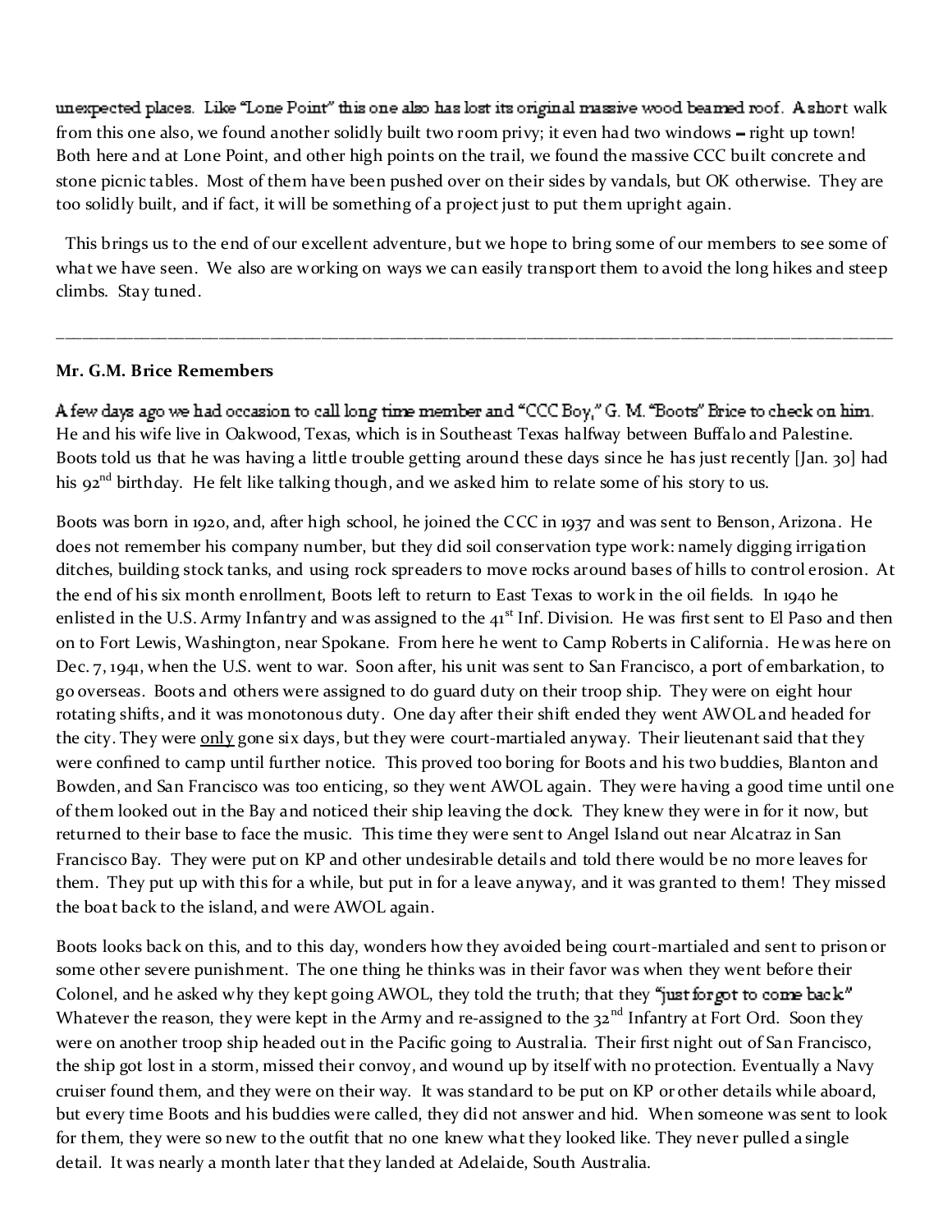unexpected places. Like "Lone Point" this one also has lost its original massive wood beamed roof. A short walk from this one also, we found another solidly built two room privy; it even had two windows – right up town! Both here and at Lone Point, and other high points on the trail, we found the massive CCC built concrete and stone picnic tables. Most of them have been pushed over on their sides by vandals, but OK otherwise. They are too solidly built, and if fact, it will be something of a project just to put them upright again.

This brings us to the end of our excellent adventure, but we hope to bring some of our members to see some of what we have seen. We also are working on ways we can easily transport them to avoid the long hikes and steep climbs. Stay tuned.

---

**Mr. G.M. Brice Remembers**

A few days ago we had occasion to call long time member and "CCC Boy," G. M. "Boots" Brice to check on him. He and his wife live in Oakwood, Texas, which is in Southeast Texas halfway between Buffalo and Palestine. Boots told us that he was having a little trouble getting around these days since he has just recently [Jan. 30] had his 92nd birthday. He felt like talking though, and we asked him to relate some of his story to us.

Boots was born in 1920, and, after high school, he joined the CCC in 1937 and was sent to Benson, Arizona. He does not remember his company number, but they did soil conservation type work: namely digging irrigation ditches, building stock tanks, and using rock spreaders to move rocks around bases of hills to control erosion. At the end of his six month enrollment, Boots left to return to East Texas to work in the oil fields. In 1940 he enlisted in the U.S. Army Infantry and was assigned to the 41st Inf. Division. He was first sent to El Paso and then on to Fort Lewis, Washington, near Spokane. From here he went to Camp Roberts in California. He was here on Dec. 7, 1941, when the U.S. went to war. Soon after, his unit was sent to San Francisco, a port of embarkation, to go overseas. Boots and others were assigned to do guard duty on their troop ship. They were on eight hour rotating shifts, and it was monotonous duty. One day after their shift ended they went AWOL and headed for the city. They were <u>only</u> gone six days, but they were court-martialed anyway. Their lieutenant said that they were confined to camp until further notice. This proved too boring for Boots and his two buddies, Blanton and Bowden, and San Francisco was too enticing, so they went AWOL again. They were having a good time until one of them looked out in the Bay and noticed their ship leaving the dock. They knew they were in for it now, but returned to their base to face the music. This time they were sent to Angel Island out near Alcatraz in San Francisco Bay. They were put on KP and other undesirable details and told there would be no more leaves for them. They put up with this for a while, but put in for a leave anyway, and it was granted to them! They missed the boat back to the island, and were AWOL again.

Boots looks back on this, and to this day, wonders how they avoided being court-martialed and sent to prison or some other severe punishment. The one thing he thinks was in their favor was when they went before their Colonel, and he asked why they kept going AWOL, they told the truth; that they "just forgot to come back." Whatever the reason, they were kept in the Army and re-assigned to the 32nd Infantry at Fort Ord. Soon they were on another troop ship headed out in the Pacific going to Australia. Their first night out of San Francisco, the ship got lost in a storm, missed their convoy, and wound up by itself with no protection. Eventually a Navy cruiser found them, and they were on their way. It was standard to be put on KP or other details while aboard, but every time Boots and his buddies were called, they did not answer and hid. When someone was sent to look for them, they were so new to the outfit that no one knew what they looked like. They never pulled a single detail. It was nearly a month later that they landed at Adelaide, South Australia.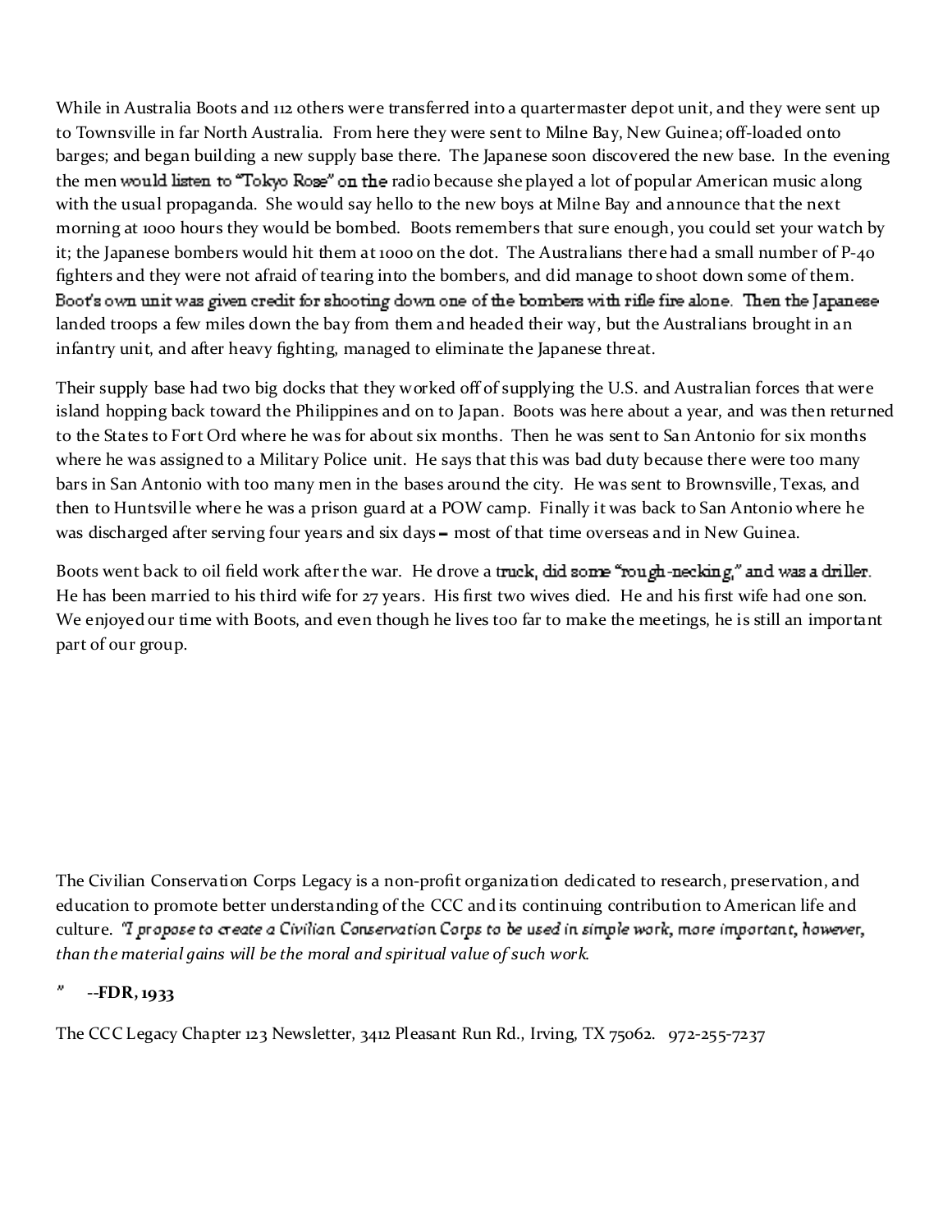While in Australia Boots and 112 others were transferred into a quartermaster depot unit, and they were sent up to Townsville in far North Australia. From here they were sent to Milne Bay, New Guinea; off-loaded onto barges; and began building a new supply base there. The Japanese soon discovered the new base. In the evening the men would listen to "Tokyo Rose" on the radio because she played a lot of popular American music along with the usual propaganda. She would say hello to the new boys at Milne Bay and announce that the next morning at 1000 hours they would be bombed. Boots remembers that sure enough, you could set your watch by it; the Japanese bombers would hit them at 1000 on the dot. The Australians there had a small number of P-40 fighters and they were not afraid of tearing into the bombers, and did manage to shoot down some of them. Boot's own unit was given credit for shooting down one of the bombers with rifle fire alone. Then the Japanese landed troops a few miles down the bay from them and headed their way, but the Australians brought in an infantry unit, and after heavy fighting, managed to eliminate the Japanese threat.

Their supply base had two big docks that they worked off of supplying the U.S. and Australian forces that were island hopping back toward the Philippines and on to Japan. Boots was here about a year, and was then returned to the States to Fort Ord where he was for about six months. Then he was sent to San Antonio for six months where he was assigned to a Military Police unit. He says that this was bad duty because there were too many bars in San Antonio with too many men in the bases around the city. He was sent to Brownsville, Texas, and then to Huntsville where he was a prison guard at a POW camp. Finally it was back to San Antonio where he was discharged after serving four years and six days – most of that time overseas and in New Guinea.

Boots went back to oil field work after the war. He drove a truck, did some "rough-necking," and was a driller. He has been married to his third wife for 27 years. His first two wives died. He and his first wife had one son. We enjoyed our time with Boots, and even though he lives too far to make the meetings, he is still an important part of our group.

The Civilian Conservation Corps Legacy is a non-profit organization dedicated to research, preservation, and education to promote better understanding of the CCC and its continuing contribution to American life and culture. *"I propose to create a Civilian Conservation Corps to be used in simple work, more important, however, than the material gains will be the moral and spiritual value of such work.*

*"* --**FDR, 1933**

The CCC Legacy Chapter 123 Newsletter, 3412 Pleasant Run Rd., Irving, TX 75062. 972-255-7237